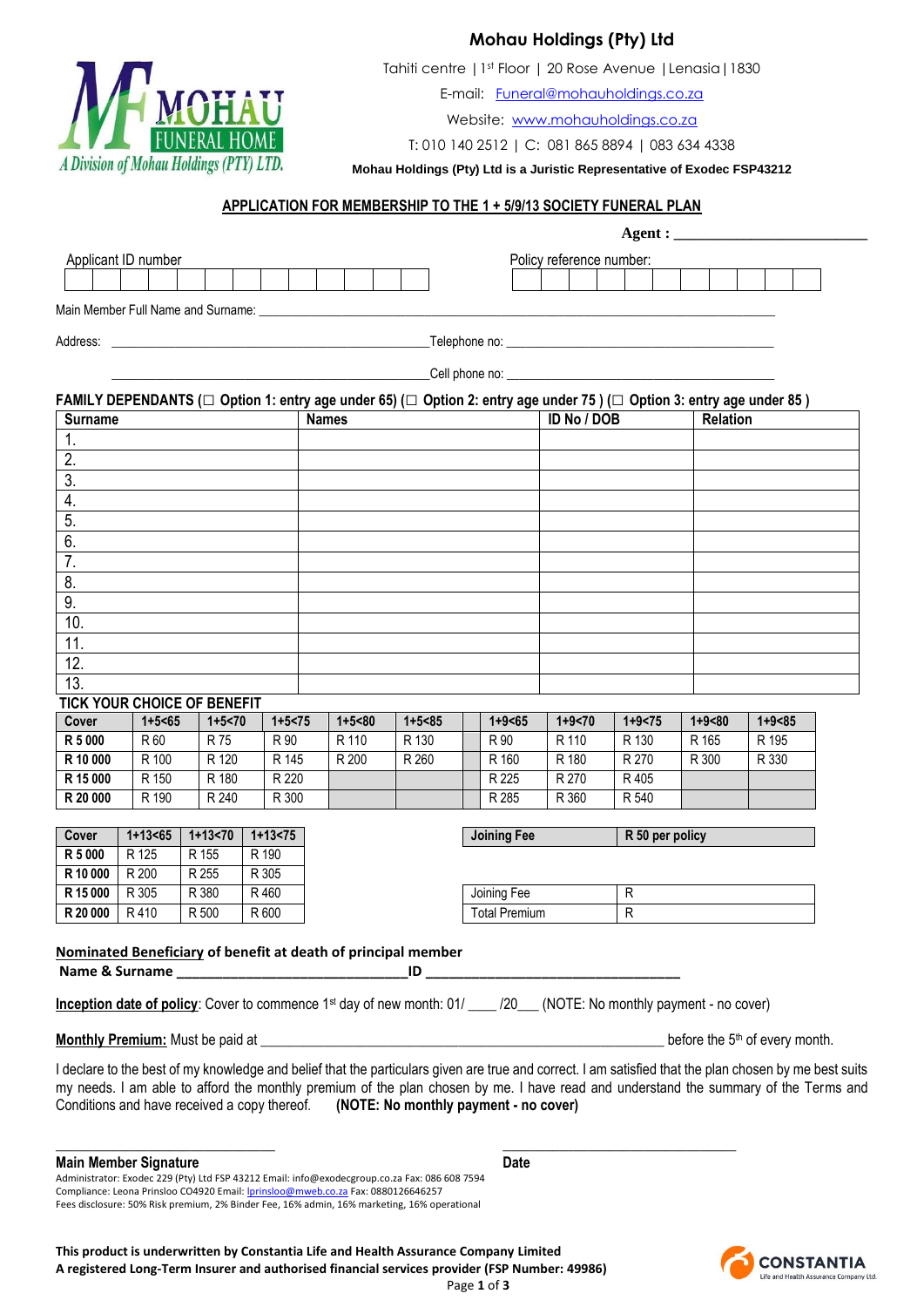# Mohau Holdings (Pty) Ltd

MOHAU FUNERAL HOME
A Division of Mohau Holdings (PTY) LTD.

Tahiti centre | 1st Floor | 20 Rose Avenue | Lenasia | 1830

E-mail: Funeral@mohauholdings.co.za

Website: www.mohauholdings.co.za

T: 010 140 2512 | C: 081 865 8894 | 083 634 4338

**Mohau Holdings (Pty) Ltd is a Juristic Representative of Exodec FSP43212**

## APPLICATION FOR MEMBERSHIP TO THE 1 + 5/9/13 SOCIETY FUNERAL PLAN

**Agent : ________________________**

Applicant ID number | | | | | | | | | | | | | |

Policy reference number: | | | | | | | | | | | |

Main Member Full Name and Surname: ____________________________________________________________

Address: ______________________________________ Telephone no: ______________________________

______________________________________ Cell phone no: ______________________________

**FAMILY DEPENDANTS (☐ Option 1: entry age under 65) (☐ Option 2: entry age under 75 ) (☐ Option 3: entry age under 85 )**

| Surname | Names | ID No / DOB | Relation |
|---|---|---|---|
| 1. | | | |
| 2. | | | |
| 3. | | | |
| 4. | | | |
| 5. | | | |
| 6. | | | |
| 7. | | | |
| 8. | | | |
| 9. | | | |
| 10. | | | |
| 11. | | | |
| 12. | | | |
| 13. | | | |

**TICK YOUR CHOICE OF BENEFIT**

| Cover | 1+5<65 | 1+5<70 | 1+5<75 | 1+5<80 | 1+5<85 | | 1+9<65 | 1+9<70 | 1+9<75 | 1+9<80 | 1+9<85 |
|---|---|---|---|---|---|---|---|---|---|---|---|
| **R 5 000** | R 60 | R 75 | R 90 | R 110 | R 130 | | R 90 | R 110 | R 130 | R 165 | R 195 |
| **R 10 000** | R 100 | R 120 | R 145 | R 200 | R 260 | | R 160 | R 180 | R 270 | R 300 | R 330 |
| **R 15 000** | R 150 | R 180 | R 220 | | | | R 225 | R 270 | R 405 | | |
| **R 20 000** | R 190 | R 240 | R 300 | | | | R 285 | R 360 | R 540 | | |

| Cover | 1+13<65 | 1+13<70 | 1+13<75 |
|---|---|---|---|
| **R 5 000** | R 125 | R 155 | R 190 |
| **R 10 000** | R 200 | R 255 | R 305 |
| **R 15 000** | R 305 | R 380 | R 460 |
| **R 20 000** | R 410 | R 500 | R 600 |

| **Joining Fee** | **R 50 per policy** |
|---|---|

| Joining Fee | R |
|---|---|
| Total Premium | R |

**Nominated Beneficiary of benefit at death of principal member**

**Name & Surname ______________________________ ID ________________________________**

**Inception date of policy**: Cover to commence 1st day of new month: 01/ ____ /20___ (NOTE: No monthly payment - no cover)

**Monthly Premium:** Must be paid at ______________________________________________________ before the 5th of every month.

I declare to the best of my knowledge and belief that the particulars given are true and correct. I am satisfied that the plan chosen by me best suits my needs. I am able to afford the monthly premium of the plan chosen by me. I have read and understand the summary of the Terms and Conditions and have received a copy thereof. **(NOTE: No monthly payment - no cover)**

______________________________ ______________________________

**Main Member Signature** **Date**

Administrator: Exodec 229 (Pty) Ltd FSP 43212 Email: info@exodecgroup.co.za Fax: 086 608 7594
Compliance: Leona Prinsloo CO4920 Email: lprinsloo@mweb.co.za Fax: 0880126646257
Fees disclosure: 50% Risk premium, 2% Binder Fee, 16% admin, 16% marketing, 16% operational

**This product is underwritten by Constantia Life and Health Assurance Company Limited**
**A registered Long-Term Insurer and authorised financial services provider (FSP Number: 49986)**

CONSTANTIA Life and Health Assurance Company Ltd.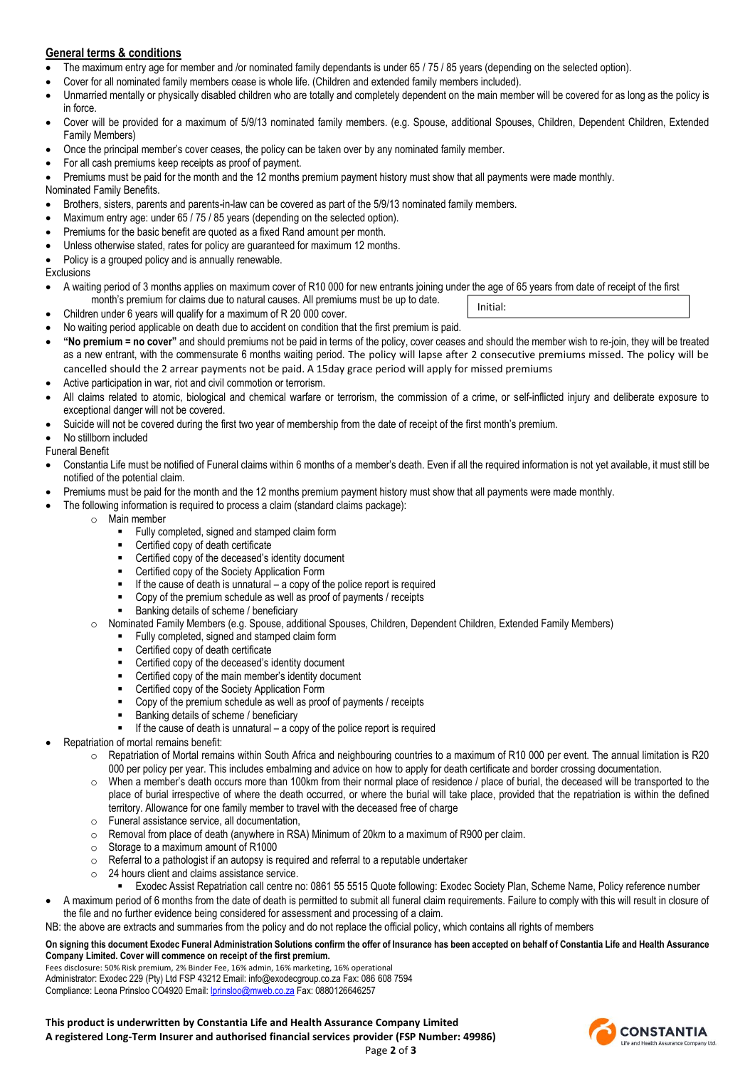## General terms & conditions

- The maximum entry age for member and /or nominated family dependants is under 65 / 75 / 85 years (depending on the selected option).
- Cover for all nominated family members cease is whole life. (Children and extended family members included).
- Unmarried mentally or physically disabled children who are totally and completely dependent on the main member will be covered for as long as the policy is in force.
- Cover will be provided for a maximum of 5/9/13 nominated family members. (e.g. Spouse, additional Spouses, Children, Dependent Children, Extended Family Members)
- Once the principal member's cover ceases, the policy can be taken over by any nominated family member.
- For all cash premiums keep receipts as proof of payment.
- Premiums must be paid for the month and the 12 months premium payment history must show that all payments were made monthly.

Nominated Family Benefits.

- Brothers, sisters, parents and parents-in-law can be covered as part of the 5/9/13 nominated family members.
- Maximum entry age: under 65 / 75 / 85 years (depending on the selected option).
- Premiums for the basic benefit are quoted as a fixed Rand amount per month.
- Unless otherwise stated, rates for policy are guaranteed for maximum 12 months.
- Policy is a grouped policy and is annually renewable.

Exclusions

- A waiting period of 3 months applies on maximum cover of R10 000 for new entrants joining under the age of 65 years from date of receipt of the first month's premium for claims due to natural causes. All premiums must be up to date.
- Children under 6 years will qualify for a maximum of R 20 000 cover.
- No waiting period applicable on death due to accident on condition that the first premium is paid.
- **"No premium = no cover"** and should premiums not be paid in terms of the policy, cover ceases and should the member wish to re-join, they will be treated as a new entrant, with the commensurate 6 months waiting period. The policy will lapse after 2 consecutive premiums missed. The policy will be cancelled should the 2 arrear payments not be paid. A 15day grace period will apply for missed premiums
- Active participation in war, riot and civil commotion or terrorism.
- All claims related to atomic, biological and chemical warfare or terrorism, the commission of a crime, or self-inflicted injury and deliberate exposure to exceptional danger will not be covered.
- Suicide will not be covered during the first two year of membership from the date of receipt of the first month's premium.
- No stillborn included

Initial:

Funeral Benefit

- Constantia Life must be notified of Funeral claims within 6 months of a member's death. Even if all the required information is not yet available, it must still be notified of the potential claim.
- Premiums must be paid for the month and the 12 months premium payment history must show that all payments were made monthly.
- The following information is required to process a claim (standard claims package):
  - Main member
    - Fully completed, signed and stamped claim form
    - Certified copy of death certificate
    - Certified copy of the deceased's identity document
    - Certified copy of the Society Application Form
    - If the cause of death is unnatural – a copy of the police report is required
    - Copy of the premium schedule as well as proof of payments / receipts
    - Banking details of scheme / beneficiary
  - Nominated Family Members (e.g. Spouse, additional Spouses, Children, Dependent Children, Extended Family Members)
    - Fully completed, signed and stamped claim form
    - Certified copy of death certificate
    - Certified copy of the deceased's identity document
    - Certified copy of the main member's identity document
    - Certified copy of the Society Application Form
    - Copy of the premium schedule as well as proof of payments / receipts
    - Banking details of scheme / beneficiary
    - If the cause of death is unnatural – a copy of the police report is required
- Repatriation of mortal remains benefit:
  - Repatriation of Mortal remains within South Africa and neighbouring countries to a maximum of R10 000 per event. The annual limitation is R20 000 per policy per year. This includes embalming and advice on how to apply for death certificate and border crossing documentation.
  - When a member's death occurs more than 100km from their normal place of residence / place of burial, the deceased will be transported to the place of burial irrespective of where the death occurred, or where the burial will take place, provided that the repatriation is within the defined territory. Allowance for one family member to travel with the deceased free of charge
  - Funeral assistance service, all documentation,
  - Removal from place of death (anywhere in RSA) Minimum of 20km to a maximum of R900 per claim.
  - Storage to a maximum amount of R1000
  - Referral to a pathologist if an autopsy is required and referral to a reputable undertaker
  - 24 hours client and claims assistance service.
    - Exodec Assist Repatriation call centre no: 0861 55 5515 Quote following: Exodec Society Plan, Scheme Name, Policy reference number
- A maximum period of 6 months from the date of death is permitted to submit all funeral claim requirements. Failure to comply with this will result in closure of the file and no further evidence being considered for assessment and processing of a claim.

NB: the above are extracts and summaries from the policy and do not replace the official policy, which contains all rights of members

**On signing this document Exodec Funeral Administration Solutions confirm the offer of Insurance has been accepted on behalf of Constantia Life and Health Assurance Company Limited. Cover will commence on receipt of the first premium.**

Fees disclosure: 50% Risk premium, 2% Binder Fee, 16% admin, 16% marketing, 16% operational
Administrator: Exodec 229 (Pty) Ltd FSP 43212 Email: info@exodecgroup.co.za Fax: 086 608 7594
Compliance: Leona Prinsloo CO4920 Email: lprinsloo@mweb.co.za Fax: 0880126646257

**This product is underwritten by Constantia Life and Health Assurance Company Limited**
**A registered Long-Term Insurer and authorised financial services provider (FSP Number: 49986)**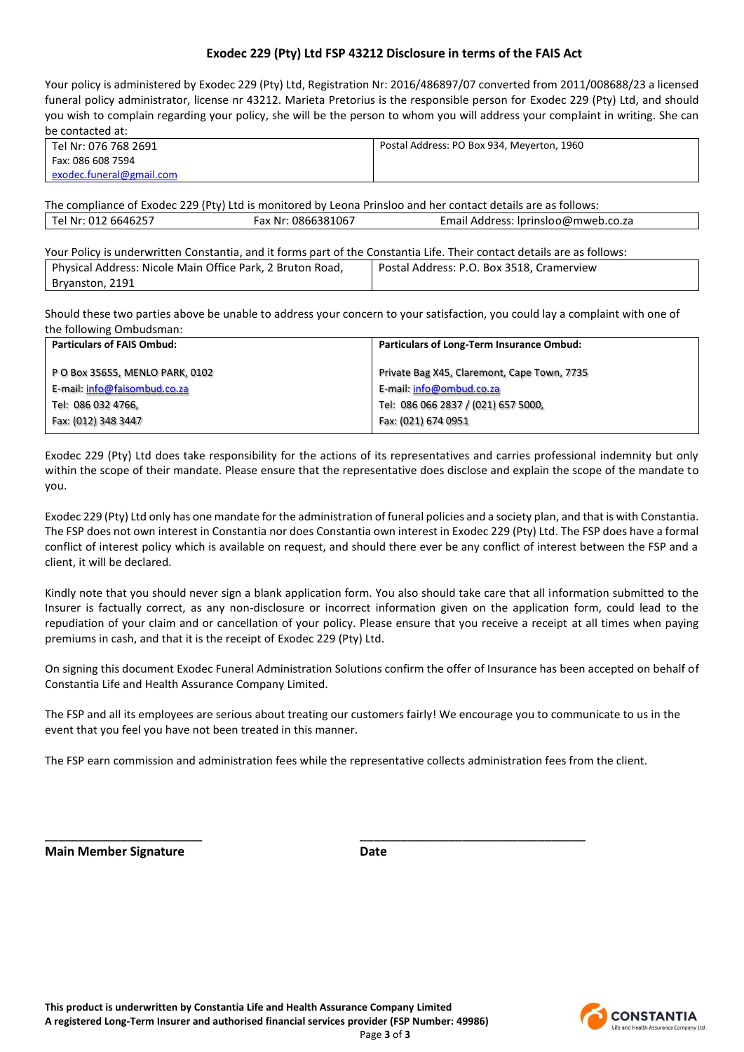## Exodec 229 (Pty) Ltd FSP 43212 Disclosure in terms of the FAIS Act

Your policy is administered by Exodec 229 (Pty) Ltd, Registration Nr: 2016/486897/07 converted from 2011/008688/23 a licensed funeral policy administrator, license nr 43212. Marieta Pretorius is the responsible person for Exodec 229 (Pty) Ltd, and should you wish to complain regarding your policy, she will be the person to whom you will address your complaint in writing. She can be contacted at:

| | |
|---|---|
| Tel Nr: 076 768 2691<br>Fax: 086 608 7594<br>exodec.funeral@gmail.com | Postal Address: PO Box 934, Meyerton, 1960 |

The compliance of Exodec 229 (Pty) Ltd is monitored by Leona Prinsloo and her contact details are as follows:

| | | |
|---|---|---|
| Tel Nr: 012 6646257 | Fax Nr: 0866381067 | Email Address: lprinsloo@mweb.co.za |

Your Policy is underwritten Constantia, and it forms part of the Constantia Life. Their contact details are as follows:

| | |
|---|---|
| Physical Address: Nicole Main Office Park, 2 Bruton Road, Bryanston, 2191 | Postal Address: P.O. Box 3518, Cramerview |

Should these two parties above be unable to address your concern to your satisfaction, you could lay a complaint with one of the following Ombudsman:

| **Particulars of FAIS Ombud:** | **Particulars of Long-Term Insurance Ombud:** |
|---|---|
| P O Box 35655, MENLO PARK, 0102 | Private Bag X45, Claremont, Cape Town, 7735 |
| E-mail: info@faisombud.co.za | E-mail: info@ombud.co.za |
| Tel: 086 032 4766, | Tel: 086 066 2837 / (021) 657 5000, |
| Fax: (012) 348 3447 | Fax: (021) 674 0951 |

Exodec 229 (Pty) Ltd does take responsibility for the actions of its representatives and carries professional indemnity but only within the scope of their mandate. Please ensure that the representative does disclose and explain the scope of the mandate to you.

Exodec 229 (Pty) Ltd only has one mandate for the administration of funeral policies and a society plan, and that is with Constantia. The FSP does not own interest in Constantia nor does Constantia own interest in Exodec 229 (Pty) Ltd. The FSP does have a formal conflict of interest policy which is available on request, and should there ever be any conflict of interest between the FSP and a client, it will be declared.

Kindly note that you should never sign a blank application form. You also should take care that all information submitted to the Insurer is factually correct, as any non-disclosure or incorrect information given on the application form, could lead to the repudiation of your claim and or cancellation of your policy. Please ensure that you receive a receipt at all times when paying premiums in cash, and that it is the receipt of Exodec 229 (Pty) Ltd.

On signing this document Exodec Funeral Administration Solutions confirm the offer of Insurance has been accepted on behalf of Constantia Life and Health Assurance Company Limited.

The FSP and all its employees are serious about treating our customers fairly! We encourage you to communicate to us in the event that you feel you have not been treated in this manner.

The FSP earn commission and administration fees while the representative collects administration fees from the client.

________________________ ____________________________________

**Main Member Signature** **Date**

**This product is underwritten by Constantia Life and Health Assurance Company Limited**
**A registered Long-Term Insurer and authorised financial services provider (FSP Number: 49986)**

CONSTANTIA
Life and Health Assurance Company Ltd.